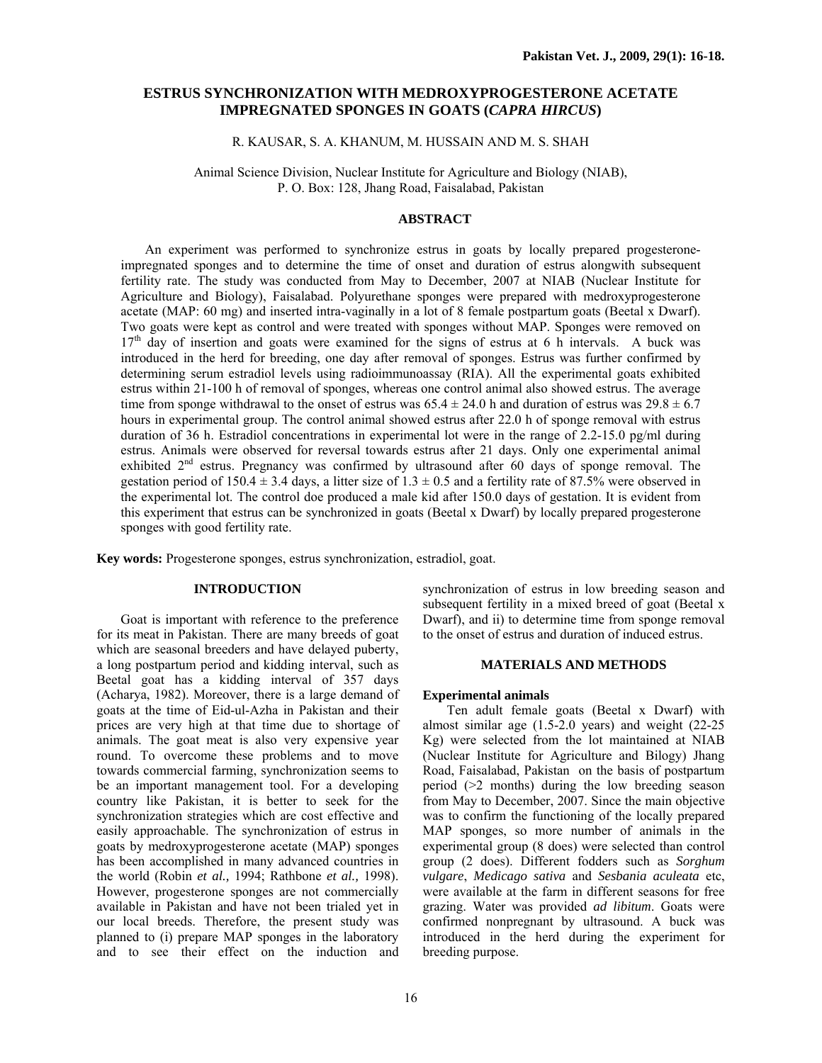# ESTRUS SYNCHRONIZATION WITH MEDROXYPROGESTERONE ACETATE IMPREGNATED SPONGES IN GOATS (*CAPRA HIRCUS*)

R. KAUSAR, S. A. KHANUM, M. HUSSAIN AND M. S. SHAH

Animal Science Division, Nuclear Institute for Agriculture and Biology (NIAB), P. O. Box: 128, Jhang Road, Faisalabad, Pakistan

## ABSTRACT

An experiment was performed to synchronize estrus in goats by locally prepared progesterone-impregnated sponges and to determine the time of onset and duration of estrus alongwith subsequent fertility rate. The study was conducted from May to December, 2007 at NIAB (Nuclear Institute for Agriculture and Biology), Faisalabad. Polyurethane sponges were prepared with medroxyprogesterone acetate (MAP: 60 mg) and inserted intra-vaginally in a lot of 8 female postpartum goats (Beetal x Dwarf). Two goats were kept as control and were treated with sponges without MAP. Sponges were removed on $17^{th}$ day of insertion and goats were examined for the signs of estrus at 6 h intervals. A buck was introduced in the herd for breeding, one day after removal of sponges. Estrus was further confirmed by determining serum estradiol levels using radioimmunoassay (RIA). All the experimental goats exhibited estrus within 21-100 h of removal of sponges, whereas one control animal also showed estrus. The average time from sponge withdrawal to the onset of estrus was $65.4 \pm 24.0$ h and duration of estrus was $29.8 \pm 6.7$ hours in experimental group. The control animal showed estrus after 22.0 h of sponge removal with estrus duration of 36 h. Estradiol concentrations in experimental lot were in the range of 2.2-15.0 pg/ml during estrus. Animals were observed for reversal towards estrus after 21 days. Only one experimental animal exhibited $2^{nd}$ estrus. Pregnancy was confirmed by ultrasound after 60 days of sponge removal. The gestation period of $150.4 \pm 3.4$ days, a litter size of $1.3 \pm 0.5$ and a fertility rate of 87.5% were observed in the experimental lot. The control doe produced a male kid after 150.0 days of gestation. It is evident from this experiment that estrus can be synchronized in goats (Beetal x Dwarf) by locally prepared progesterone sponges with good fertility rate.

**Key words:** Progesterone sponges, estrus synchronization, estradiol, goat.

## INTRODUCTION

Goat is important with reference to the preference for its meat in Pakistan. There are many breeds of goat which are seasonal breeders and have delayed puberty, a long postpartum period and kidding interval, such as Beetal goat has a kidding interval of 357 days (Acharya, 1982). Moreover, there is a large demand of goats at the time of Eid-ul-Azha in Pakistan and their prices are very high at that time due to shortage of animals. The goat meat is also very expensive year round. To overcome these problems and to move towards commercial farming, synchronization seems to be an important management tool. For a developing country like Pakistan, it is better to seek for the synchronization strategies which are cost effective and easily approachable. The synchronization of estrus in goats by medroxyprogesterone acetate (MAP) sponges has been accomplished in many advanced countries in the world (Robin *et al.,* 1994; Rathbone *et al.,* 1998). However, progesterone sponges are not commercially available in Pakistan and have not been trialed yet in our local breeds. Therefore, the present study was planned to (i) prepare MAP sponges in the laboratory and to see their effect on the induction and synchronization of estrus in low breeding season and subsequent fertility in a mixed breed of goat (Beetal x Dwarf), and ii) to determine time from sponge removal to the onset of estrus and duration of induced estrus.

## MATERIALS AND METHODS

### Experimental animals

Ten adult female goats (Beetal x Dwarf) with almost similar age (1.5-2.0 years) and weight (22-25 Kg) were selected from the lot maintained at NIAB (Nuclear Institute for Agriculture and Bilogy) Jhang Road, Faisalabad, Pakistan on the basis of postpartum period (>2 months) during the low breeding season from May to December, 2007. Since the main objective was to confirm the functioning of the locally prepared MAP sponges, so more number of animals in the experimental group (8 does) were selected than control group (2 does). Different fodders such as *Sorghum vulgare*, *Medicago sativa* and *Sesbania aculeata* etc, were available at the farm in different seasons for free grazing. Water was provided *ad libitum*. Goats were confirmed nonpregnant by ultrasound. A buck was introduced in the herd during the experiment for breeding purpose.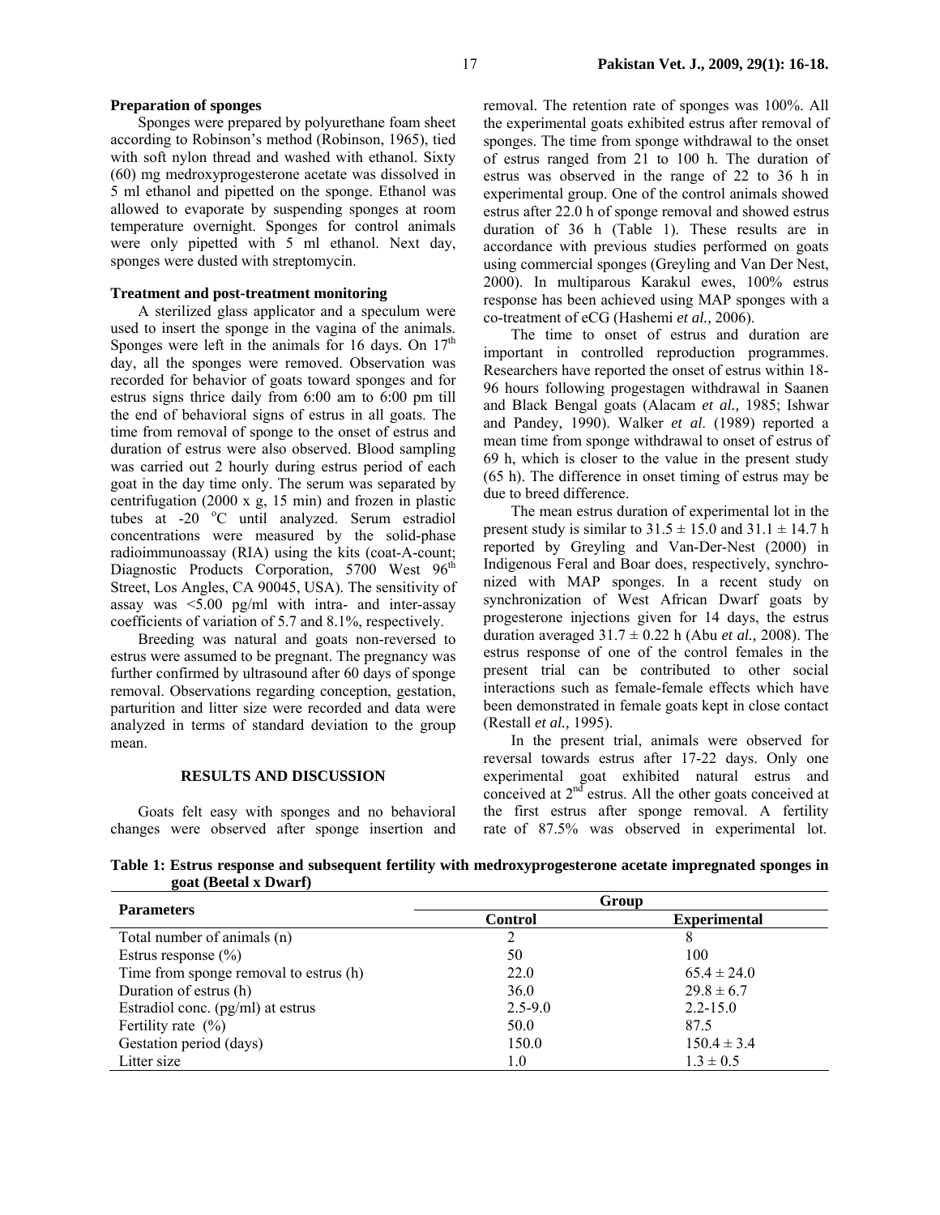### Preparation of sponges

Sponges were prepared by polyurethane foam sheet according to Robinson's method (Robinson, 1965), tied with soft nylon thread and washed with ethanol. Sixty (60) mg medroxyprogesterone acetate was dissolved in 5 ml ethanol and pipetted on the sponge. Ethanol was allowed to evaporate by suspending sponges at room temperature overnight. Sponges for control animals were only pipetted with 5 ml ethanol. Next day, sponges were dusted with streptomycin.

### Treatment and post-treatment monitoring

A sterilized glass applicator and a speculum were used to insert the sponge in the vagina of the animals. Sponges were left in the animals for 16 days. On 17th day, all the sponges were removed. Observation was recorded for behavior of goats toward sponges and for estrus signs thrice daily from 6:00 am to 6:00 pm till the end of behavioral signs of estrus in all goats. The time from removal of sponge to the onset of estrus and duration of estrus were also observed. Blood sampling was carried out 2 hourly during estrus period of each goat in the day time only. The serum was separated by centrifugation (2000 x g, 15 min) and frozen in plastic tubes at -20 °C until analyzed. Serum estradiol concentrations were measured by the solid-phase radioimmunoassay (RIA) using the kits (coat-A-count; Diagnostic Products Corporation, 5700 West 96th Street, Los Angles, CA 90045, USA). The sensitivity of assay was <5.00 pg/ml with intra- and inter-assay coefficients of variation of 5.7 and 8.1%, respectively.

Breeding was natural and goats non-reversed to estrus were assumed to be pregnant. The pregnancy was further confirmed by ultrasound after 60 days of sponge removal. Observations regarding conception, gestation, parturition and litter size were recorded and data were analyzed in terms of standard deviation to the group mean.

## RESULTS AND DISCUSSION

Goats felt easy with sponges and no behavioral changes were observed after sponge insertion and removal. The retention rate of sponges was 100%. All the experimental goats exhibited estrus after removal of sponges. The time from sponge withdrawal to the onset of estrus ranged from 21 to 100 h. The duration of estrus was observed in the range of 22 to 36 h in experimental group. One of the control animals showed estrus after 22.0 h of sponge removal and showed estrus duration of 36 h (Table 1). These results are in accordance with previous studies performed on goats using commercial sponges (Greyling and Van Der Nest, 2000). In multiparous Karakul ewes, 100% estrus response has been achieved using MAP sponges with a co-treatment of eCG (Hashemi *et al.,* 2006).

The time to onset of estrus and duration are important in controlled reproduction programmes. Researchers have reported the onset of estrus within 18-96 hours following progestagen withdrawal in Saanen and Black Bengal goats (Alacam *et al.,* 1985; Ishwar and Pandey, 1990). Walker *et al.* (1989) reported a mean time from sponge withdrawal to onset of estrus of 69 h, which is closer to the value in the present study (65 h). The difference in onset timing of estrus may be due to breed difference.

The mean estrus duration of experimental lot in the present study is similar to $31.5 \pm 15.0$ and $31.1 \pm 14.7$ h reported by Greyling and Van-Der-Nest (2000) in Indigenous Feral and Boar does, respectively, synchronized with MAP sponges. In a recent study on synchronization of West African Dwarf goats by progesterone injections given for 14 days, the estrus duration averaged $31.7 \pm 0.22$ h (Abu *et al.,* 2008). The estrus response of one of the control females in the present trial can be contributed to other social interactions such as female-female effects which have been demonstrated in female goats kept in close contact (Restall *et al.,* 1995).

In the present trial, animals were observed for reversal towards estrus after 17-22 days. Only one experimental goat exhibited natural estrus and conceived at 2nd estrus. All the other goats conceived at the first estrus after sponge removal. A fertility rate of 87.5% was observed in experimental lot.

**Table 1: Estrus response and subsequent fertility with medroxyprogesterone acetate impregnated sponges in goat (Beetal x Dwarf)**

| Parameters | Group | |
|---|---|---|
| | **Control** | **Experimental** |
| Total number of animals (n) | 2 | 8 |
| Estrus response (%) | 50 | 100 |
| Time from sponge removal to estrus (h) | 22.0 | $65.4 \pm 24.0$ |
| Duration of estrus (h) | 36.0 | $29.8 \pm 6.7$ |
| Estradiol conc. (pg/ml) at estrus | 2.5-9.0 | 2.2-15.0 |
| Fertility rate (%) | 50.0 | 87.5 |
| Gestation period (days) | 150.0 | $150.4 \pm 3.4$ |
| Litter size | 1.0 | $1.3 \pm 0.5$ |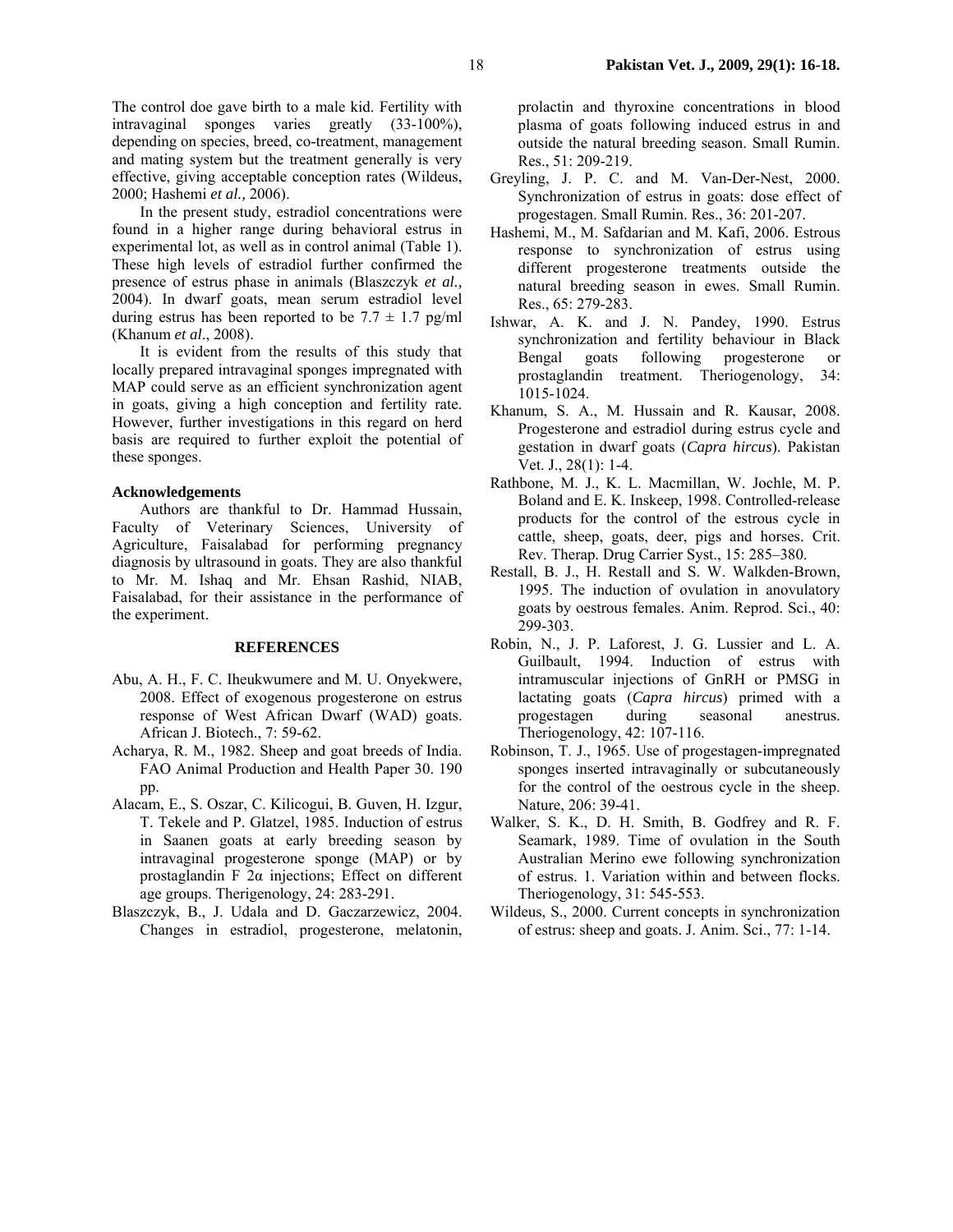The control doe gave birth to a male kid. Fertility with intravaginal sponges varies greatly (33-100%), depending on species, breed, co-treatment, management and mating system but the treatment generally is very effective, giving acceptable conception rates (Wildeus, 2000; Hashemi *et al.,* 2006).

In the present study, estradiol concentrations were found in a higher range during behavioral estrus in experimental lot, as well as in control animal (Table 1). These high levels of estradiol further confirmed the presence of estrus phase in animals (Blaszczyk *et al.,* 2004). In dwarf goats, mean serum estradiol level during estrus has been reported to be $7.7 \pm 1.7$ pg/ml (Khanum *et al*., 2008).

It is evident from the results of this study that locally prepared intravaginal sponges impregnated with MAP could serve as an efficient synchronization agent in goats, giving a high conception and fertility rate. However, further investigations in this regard on herd basis are required to further exploit the potential of these sponges.

### Acknowledgements

Authors are thankful to Dr. Hammad Hussain, Faculty of Veterinary Sciences, University of Agriculture, Faisalabad for performing pregnancy diagnosis by ultrasound in goats. They are also thankful to Mr. M. Ishaq and Mr. Ehsan Rashid, NIAB, Faisalabad, for their assistance in the performance of the experiment.

## REFERENCES

Abu, A. H., F. C. Iheukwumere and M. U. Onyekwere, 2008. Effect of exogenous progesterone on estrus response of West African Dwarf (WAD) goats. African J. Biotech., 7: 59-62.

Acharya, R. M., 1982. Sheep and goat breeds of India. FAO Animal Production and Health Paper 30. 190 pp.

Alacam, E., S. Oszar, C. Kilicogui, B. Guven, H. Izgur, T. Tekele and P. Glatzel, 1985. Induction of estrus in Saanen goats at early breeding season by intravaginal progesterone sponge (MAP) or by prostaglandin F 2α injections; Effect on different age groups. Therigenology, 24: 283-291.

Blaszczyk, B., J. Udala and D. Gaczarzewicz, 2004. Changes in estradiol, progesterone, melatonin, prolactin and thyroxine concentrations in blood plasma of goats following induced estrus in and outside the natural breeding season. Small Rumin. Res., 51: 209-219.

Greyling, J. P. C. and M. Van-Der-Nest, 2000. Synchronization of estrus in goats: dose effect of progestagen. Small Rumin. Res., 36: 201-207.

Hashemi, M., M. Safdarian and M. Kafi, 2006. Estrous response to synchronization of estrus using different progesterone treatments outside the natural breeding season in ewes. Small Rumin. Res., 65: 279-283.

Ishwar, A. K. and J. N. Pandey, 1990. Estrus synchronization and fertility behaviour in Black Bengal goats following progesterone or prostaglandin treatment. Theriogenology, 34: 1015-1024.

Khanum, S. A., M. Hussain and R. Kausar, 2008. Progesterone and estradiol during estrus cycle and gestation in dwarf goats (*Capra hircus*). Pakistan Vet. J., 28(1): 1-4.

Rathbone, M. J., K. L. Macmillan, W. Jochle, M. P. Boland and E. K. Inskeep, 1998. Controlled-release products for the control of the estrous cycle in cattle, sheep, goats, deer, pigs and horses. Crit. Rev. Therap. Drug Carrier Syst., 15: 285–380.

Restall, B. J., H. Restall and S. W. Walkden-Brown, 1995. The induction of ovulation in anovulatory goats by oestrous females. Anim. Reprod. Sci., 40: 299-303.

Robin, N., J. P. Laforest, J. G. Lussier and L. A. Guilbault, 1994. Induction of estrus with intramuscular injections of GnRH or PMSG in lactating goats (*Capra hircus*) primed with a progestagen during seasonal anestrus. Theriogenology, 42: 107-116.

Robinson, T. J., 1965. Use of progestagen-impregnated sponges inserted intravaginally or subcutaneously for the control of the oestrous cycle in the sheep. Nature, 206: 39-41.

Walker, S. K., D. H. Smith, B. Godfrey and R. F. Seamark, 1989. Time of ovulation in the South Australian Merino ewe following synchronization of estrus. 1. Variation within and between flocks. Theriogenology, 31: 545-553.

Wildeus, S., 2000. Current concepts in synchronization of estrus: sheep and goats. J. Anim. Sci., 77: 1-14.